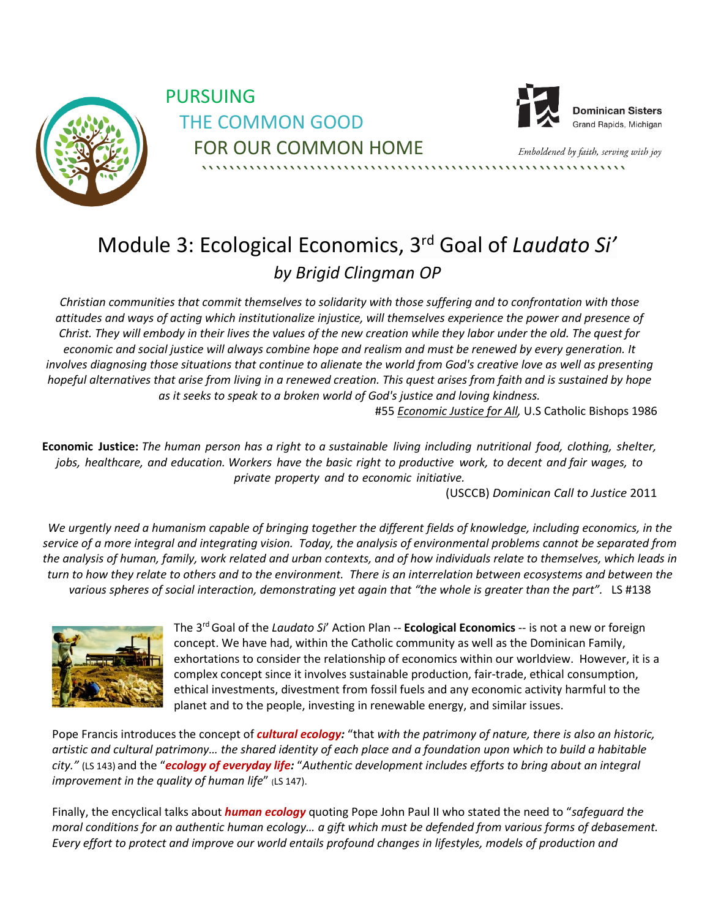PURSUING
THE COMMON GOOD
FOR OUR COMMON HOME

**Dominican Sisters**
Grand Rapids, Michigan

*Emboldened by faith, serving with joy*

# Module 3: Ecological Economics, 3rd Goal of *Laudato Si'*

## *by Brigid Clingman OP*

*Christian communities that commit themselves to solidarity with those suffering and to confrontation with those attitudes and ways of acting which institutionalize injustice, will themselves experience the power and presence of Christ. They will embody in their lives the values of the new creation while they labor under the old. The quest for economic and social justice will always combine hope and realism and must be renewed by every generation. It involves diagnosing those situations that continue to alienate the world from God's creative love as well as presenting hopeful alternatives that arise from living in a renewed creation. This quest arises from faith and is sustained by hope as it seeks to speak to a broken world of God's justice and loving kindness.*

#55 *Economic Justice for All*, U.S Catholic Bishops 1986

**Economic Justice:** *The human person has a right to a sustainable living including nutritional food, clothing, shelter, jobs, healthcare, and education. Workers have the basic right to productive work, to decent and fair wages, to private property and to economic initiative.*

(USCCB) *Dominican Call to Justice* 2011

*We urgently need a humanism capable of bringing together the different fields of knowledge, including economics, in the service of a more integral and integrating vision. Today, the analysis of environmental problems cannot be separated from the analysis of human, family, work related and urban contexts, and of how individuals relate to themselves, which leads in turn to how they relate to others and to the environment. There is an interrelation between ecosystems and between the various spheres of social interaction, demonstrating yet again that "the whole is greater than the part".* LS #138

The 3rd Goal of the *Laudato Si*' Action Plan -- **Ecological Economics** -- is not a new or foreign concept. We have had, within the Catholic community as well as the Dominican Family, exhortations to consider the relationship of economics within our worldview. However, it is a complex concept since it involves sustainable production, fair-trade, ethical consumption, ethical investments, divestment from fossil fuels and any economic activity harmful to the planet and to the people, investing in renewable energy, and similar issues.

Pope Francis introduces the concept of ***cultural ecology:*** "that *with the patrimony of nature, there is also an historic, artistic and cultural patrimony… the shared identity of each place and a foundation upon which to build a habitable city."* (LS 143) and the "***ecology of everyday life:*** "*Authentic development includes efforts to bring about an integral improvement in the quality of human life*" (LS 147).

Finally, the encyclical talks about ***human ecology*** quoting Pope John Paul II who stated the need to "*safeguard the moral conditions for an authentic human ecology… a gift which must be defended from various forms of debasement. Every effort to protect and improve our world entails profound changes in lifestyles, models of production and*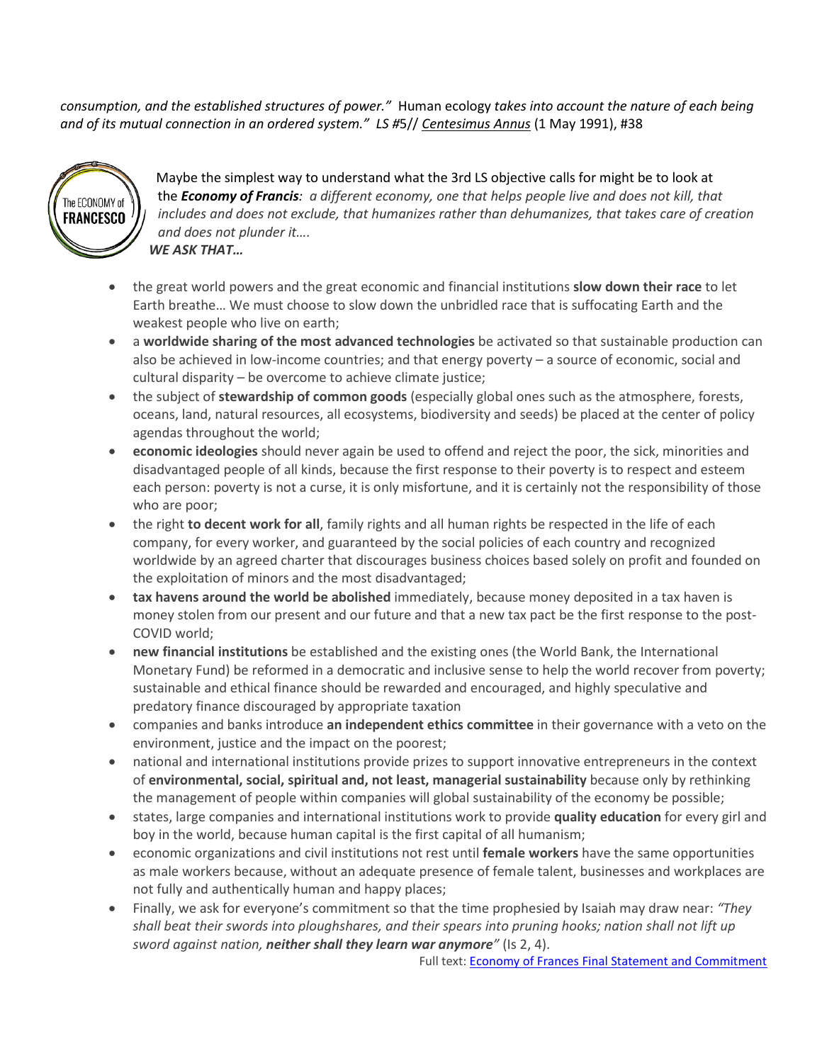*consumption, and the established structures of power."* Human ecology *takes into account the nature of each being and of its mutual connection in an ordered system." LS* #5// Centesimus Annus (1 May 1991), #38

Maybe the simplest way to understand what the 3rd LS objective calls for might be to look at the ***Economy of Francis****: a different economy, one that helps people live and does not kill, that includes and does not exclude, that humanizes rather than dehumanizes, that takes care of creation and does not plunder it….*

***WE ASK THAT…***

- the great world powers and the great economic and financial institutions **slow down their race** to let Earth breathe… We must choose to slow down the unbridled race that is suffocating Earth and the weakest people who live on earth;
- a **worldwide sharing of the most advanced technologies** be activated so that sustainable production can also be achieved in low-income countries; and that energy poverty – a source of economic, social and cultural disparity – be overcome to achieve climate justice;
- the subject of **stewardship of common goods** (especially global ones such as the atmosphere, forests, oceans, land, natural resources, all ecosystems, biodiversity and seeds) be placed at the center of policy agendas throughout the world;
- **economic ideologies** should never again be used to offend and reject the poor, the sick, minorities and disadvantaged people of all kinds, because the first response to their poverty is to respect and esteem each person: poverty is not a curse, it is only misfortune, and it is certainly not the responsibility of those who are poor;
- the right **to decent work for all**, family rights and all human rights be respected in the life of each company, for every worker, and guaranteed by the social policies of each country and recognized worldwide by an agreed charter that discourages business choices based solely on profit and founded on the exploitation of minors and the most disadvantaged;
- **tax havens around the world be abolished** immediately, because money deposited in a tax haven is money stolen from our present and our future and that a new tax pact be the first response to the post-COVID world;
- **new financial institutions** be established and the existing ones (the World Bank, the International Monetary Fund) be reformed in a democratic and inclusive sense to help the world recover from poverty; sustainable and ethical finance should be rewarded and encouraged, and highly speculative and predatory finance discouraged by appropriate taxation
- companies and banks introduce **an independent ethics committee** in their governance with a veto on the environment, justice and the impact on the poorest;
- national and international institutions provide prizes to support innovative entrepreneurs in the context of **environmental, social, spiritual and, not least, managerial sustainability** because only by rethinking the management of people within companies will global sustainability of the economy be possible;
- states, large companies and international institutions work to provide **quality education** for every girl and boy in the world, because human capital is the first capital of all humanism;
- economic organizations and civil institutions not rest until **female workers** have the same opportunities as male workers because, without an adequate presence of female talent, businesses and workplaces are not fully and authentically human and happy places;
- Finally, we ask for everyone's commitment so that the time prophesied by Isaiah may draw near: *"They shall beat their swords into ploughshares, and their spears into pruning hooks; nation shall not lift up sword against nation,* ***neither shall they learn war anymore****"* (Is 2, 4).

Full text: Economy of Frances Final Statement and Commitment